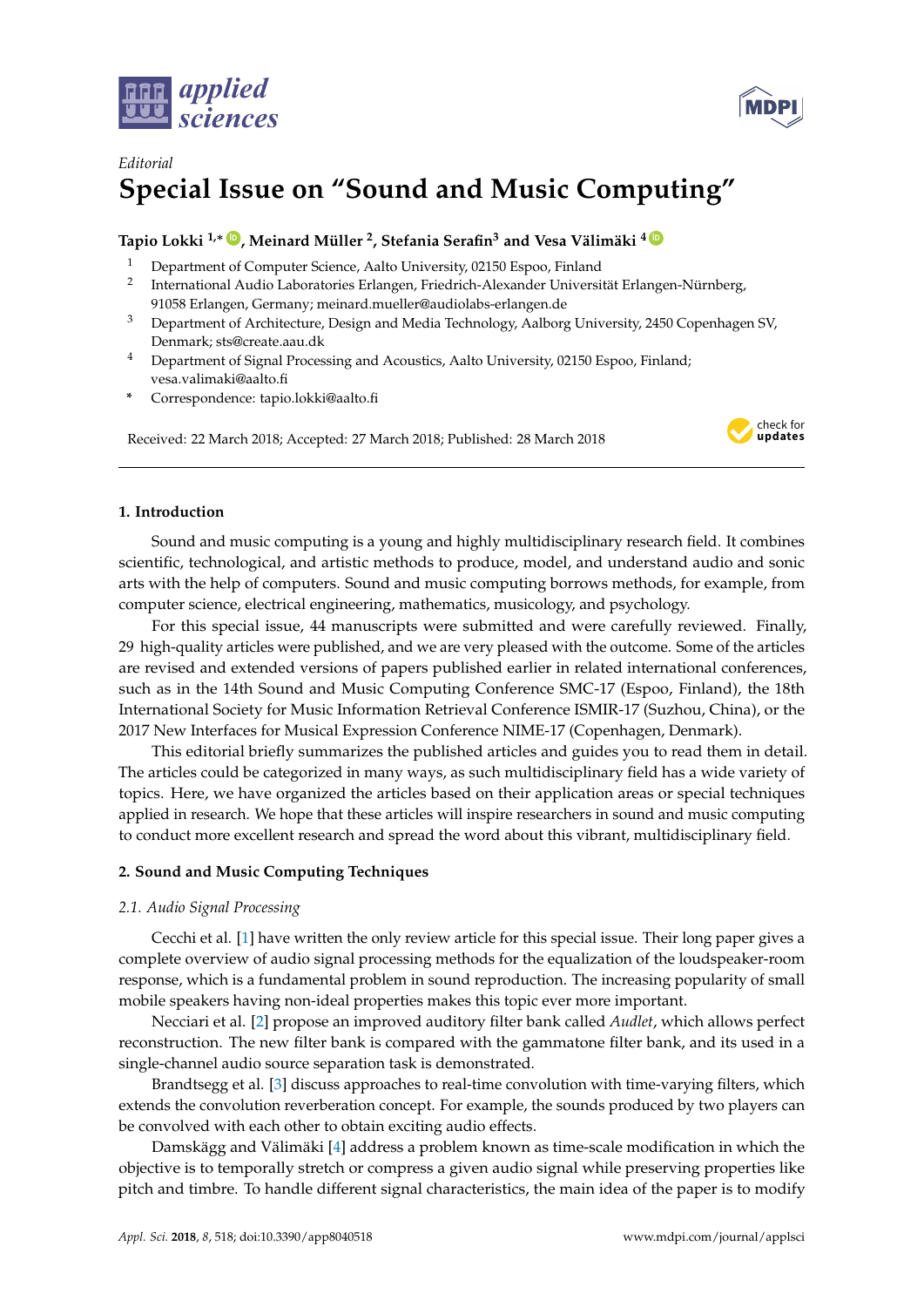*Editorial*

# Special Issue on "Sound and Music Computing"

**Tapio Lokki [1,*], Meinard Müller [2], Stefania Serafin [3] and Vesa Välimäki [4]**

1. Department of Computer Science, Aalto University, 02150 Espoo, Finland
2. International Audio Laboratories Erlangen, Friedrich-Alexander Universität Erlangen-Nürnberg, 91058 Erlangen, Germany; meinard.mueller@audiolabs-erlangen.de
3. Department of Architecture, Design and Media Technology, Aalborg University, 2450 Copenhagen SV, Denmark; sts@create.aau.dk
4. Department of Signal Processing and Acoustics, Aalto University, 02150 Espoo, Finland; vesa.valimaki@aalto.fi

\* Correspondence: tapio.lokki@aalto.fi

Received: 22 March 2018; Accepted: 27 March 2018; Published: 28 March 2018

## 1. Introduction

Sound and music computing is a young and highly multidisciplinary research field. It combines scientific, technological, and artistic methods to produce, model, and understand audio and sonic arts with the help of computers. Sound and music computing borrows methods, for example, from computer science, electrical engineering, mathematics, musicology, and psychology.

For this special issue, 44 manuscripts were submitted and were carefully reviewed. Finally, 29 high-quality articles were published, and we are very pleased with the outcome. Some of the articles are revised and extended versions of papers published earlier in related international conferences, such as in the 14th Sound and Music Computing Conference SMC-17 (Espoo, Finland), the 18th International Society for Music Information Retrieval Conference ISMIR-17 (Suzhou, China), or the 2017 New Interfaces for Musical Expression Conference NIME-17 (Copenhagen, Denmark).

This editorial briefly summarizes the published articles and guides you to read them in detail. The articles could be categorized in many ways, as such multidisciplinary field has a wide variety of topics. Here, we have organized the articles based on their application areas or special techniques applied in research. We hope that these articles will inspire researchers in sound and music computing to conduct more excellent research and spread the word about this vibrant, multidisciplinary field.

## 2. Sound and Music Computing Techniques

### 2.1. Audio Signal Processing

Cecchi et al. [1] have written the only review article for this special issue. Their long paper gives a complete overview of audio signal processing methods for the equalization of the loudspeaker-room response, which is a fundamental problem in sound reproduction. The increasing popularity of small mobile speakers having non-ideal properties makes this topic ever more important.

Necciari et al. [2] propose an improved auditory filter bank called *Audlet*, which allows perfect reconstruction. The new filter bank is compared with the gammatone filter bank, and its used in a single-channel audio source separation task is demonstrated.

Brandtsegg et al. [3] discuss approaches to real-time convolution with time-varying filters, which extends the convolution reverberation concept. For example, the sounds produced by two players can be convolved with each other to obtain exciting audio effects.

Damskägg and Välimäki [4] address a problem known as time-scale modification in which the objective is to temporally stretch or compress a given audio signal while preserving properties like pitch and timbre. To handle different signal characteristics, the main idea of the paper is to modify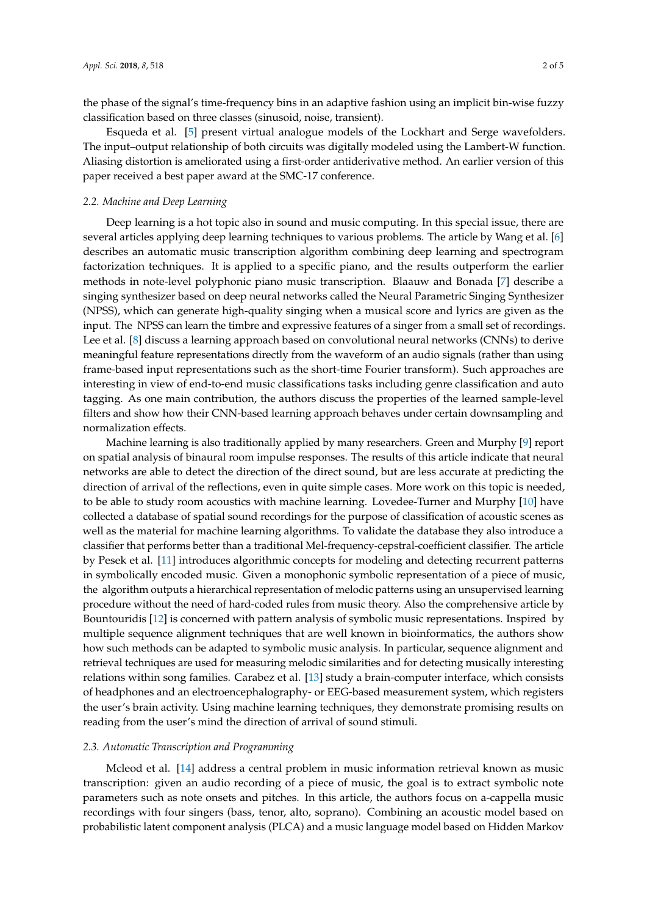the phase of the signal's time-frequency bins in an adaptive fashion using an implicit bin-wise fuzzy classification based on three classes (sinusoid, noise, transient).

Esqueda et al. [5] present virtual analogue models of the Lockhart and Serge wavefolders. The input–output relationship of both circuits was digitally modeled using the Lambert-W function. Aliasing distortion is ameliorated using a first-order antiderivative method. An earlier version of this paper received a best paper award at the SMC-17 conference.

### 2.2. Machine and Deep Learning

Deep learning is a hot topic also in sound and music computing. In this special issue, there are several articles applying deep learning techniques to various problems. The article by Wang et al. [6] describes an automatic music transcription algorithm combining deep learning and spectrogram factorization techniques. It is applied to a specific piano, and the results outperform the earlier methods in note-level polyphonic piano music transcription. Blaauw and Bonada [7] describe a singing synthesizer based on deep neural networks called the Neural Parametric Singing Synthesizer (NPSS), which can generate high-quality singing when a musical score and lyrics are given as the input. The NPSS can learn the timbre and expressive features of a singer from a small set of recordings. Lee et al. [8] discuss a learning approach based on convolutional neural networks (CNNs) to derive meaningful feature representations directly from the waveform of an audio signals (rather than using frame-based input representations such as the short-time Fourier transform). Such approaches are interesting in view of end-to-end music classifications tasks including genre classification and auto tagging. As one main contribution, the authors discuss the properties of the learned sample-level filters and show how their CNN-based learning approach behaves under certain downsampling and normalization effects.

Machine learning is also traditionally applied by many researchers. Green and Murphy [9] report on spatial analysis of binaural room impulse responses. The results of this article indicate that neural networks are able to detect the direction of the direct sound, but are less accurate at predicting the direction of arrival of the reflections, even in quite simple cases. More work on this topic is needed, to be able to study room acoustics with machine learning. Lovedee-Turner and Murphy [10] have collected a database of spatial sound recordings for the purpose of classification of acoustic scenes as well as the material for machine learning algorithms. To validate the database they also introduce a classifier that performs better than a traditional Mel-frequency-cepstral-coefficient classifier. The article by Pesek et al. [11] introduces algorithmic concepts for modeling and detecting recurrent patterns in symbolically encoded music. Given a monophonic symbolic representation of a piece of music, the algorithm outputs a hierarchical representation of melodic patterns using an unsupervised learning procedure without the need of hard-coded rules from music theory. Also the comprehensive article by Bountouridis [12] is concerned with pattern analysis of symbolic music representations. Inspired by multiple sequence alignment techniques that are well known in bioinformatics, the authors show how such methods can be adapted to symbolic music analysis. In particular, sequence alignment and retrieval techniques are used for measuring melodic similarities and for detecting musically interesting relations within song families. Carabez et al. [13] study a brain-computer interface, which consists of headphones and an electroencephalography- or EEG-based measurement system, which registers the user's brain activity. Using machine learning techniques, they demonstrate promising results on reading from the user's mind the direction of arrival of sound stimuli.

### 2.3. Automatic Transcription and Programming

Mcleod et al. [14] address a central problem in music information retrieval known as music transcription: given an audio recording of a piece of music, the goal is to extract symbolic note parameters such as note onsets and pitches. In this article, the authors focus on a-cappella music recordings with four singers (bass, tenor, alto, soprano). Combining an acoustic model based on probabilistic latent component analysis (PLCA) and a music language model based on Hidden Markov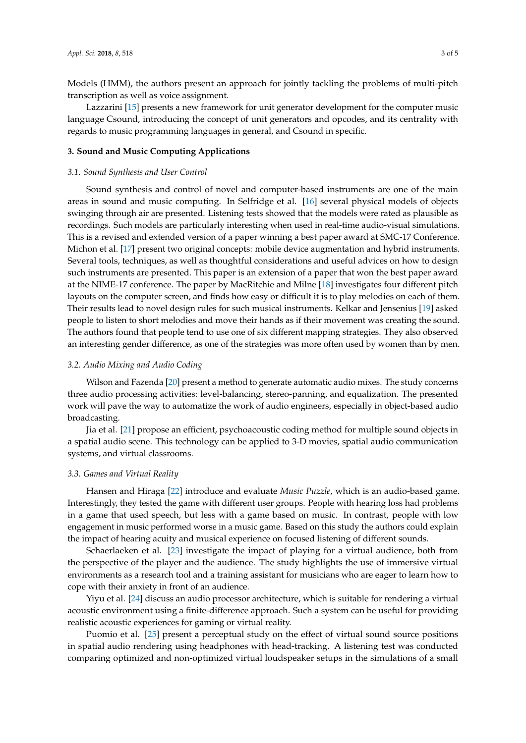Models (HMM), the authors present an approach for jointly tackling the problems of multi-pitch transcription as well as voice assignment.

Lazzarini [15] presents a new framework for unit generator development for the computer music language Csound, introducing the concept of unit generators and opcodes, and its centrality with regards to music programming languages in general, and Csound in specific.

## 3. Sound and Music Computing Applications

### 3.1. Sound Synthesis and User Control

Sound synthesis and control of novel and computer-based instruments are one of the main areas in sound and music computing. In Selfridge et al. [16] several physical models of objects swinging through air are presented. Listening tests showed that the models were rated as plausible as recordings. Such models are particularly interesting when used in real-time audio-visual simulations. This is a revised and extended version of a paper winning a best paper award at SMC-17 Conference. Michon et al. [17] present two original concepts: mobile device augmentation and hybrid instruments. Several tools, techniques, as well as thoughtful considerations and useful advices on how to design such instruments are presented. This paper is an extension of a paper that won the best paper award at the NIME-17 conference. The paper by MacRitchie and Milne [18] investigates four different pitch layouts on the computer screen, and finds how easy or difficult it is to play melodies on each of them. Their results lead to novel design rules for such musical instruments. Kelkar and Jensenius [19] asked people to listen to short melodies and move their hands as if their movement was creating the sound. The authors found that people tend to use one of six different mapping strategies. They also observed an interesting gender difference, as one of the strategies was more often used by women than by men.

### 3.2. Audio Mixing and Audio Coding

Wilson and Fazenda [20] present a method to generate automatic audio mixes. The study concerns three audio processing activities: level-balancing, stereo-panning, and equalization. The presented work will pave the way to automatize the work of audio engineers, especially in object-based audio broadcasting.

Jia et al. [21] propose an efficient, psychoacoustic coding method for multiple sound objects in a spatial audio scene. This technology can be applied to 3-D movies, spatial audio communication systems, and virtual classrooms.

### 3.3. Games and Virtual Reality

Hansen and Hiraga [22] introduce and evaluate *Music Puzzle*, which is an audio-based game. Interestingly, they tested the game with different user groups. People with hearing loss had problems in a game that used speech, but less with a game based on music. In contrast, people with low engagement in music performed worse in a music game. Based on this study the authors could explain the impact of hearing acuity and musical experience on focused listening of different sounds.

Schaerlaeken et al. [23] investigate the impact of playing for a virtual audience, both from the perspective of the player and the audience. The study highlights the use of immersive virtual environments as a research tool and a training assistant for musicians who are eager to learn how to cope with their anxiety in front of an audience.

Yiyu et al. [24] discuss an audio processor architecture, which is suitable for rendering a virtual acoustic environment using a finite-difference approach. Such a system can be useful for providing realistic acoustic experiences for gaming or virtual reality.

Puomio et al. [25] present a perceptual study on the effect of virtual sound source positions in spatial audio rendering using headphones with head-tracking. A listening test was conducted comparing optimized and non-optimized virtual loudspeaker setups in the simulations of a small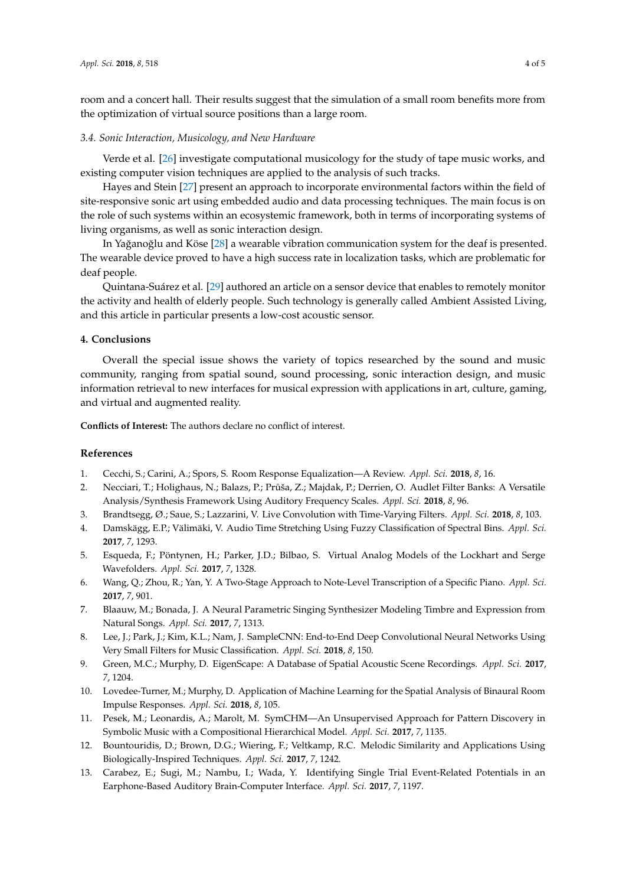room and a concert hall. Their results suggest that the simulation of a small room benefits more from the optimization of virtual source positions than a large room.

### *3.4. Sonic Interaction, Musicology, and New Hardware*

Verde et al. [26] investigate computational musicology for the study of tape music works, and existing computer vision techniques are applied to the analysis of such tracks.

Hayes and Stein [27] present an approach to incorporate environmental factors within the field of site-responsive sonic art using embedded audio and data processing techniques. The main focus is on the role of such systems within an ecosystemic framework, both in terms of incorporating systems of living organisms, as well as sonic interaction design.

In Yağanoğlu and Köse [28] a wearable vibration communication system for the deaf is presented. The wearable device proved to have a high success rate in localization tasks, which are problematic for deaf people.

Quintana-Suárez et al. [29] authored an article on a sensor device that enables to remotely monitor the activity and health of elderly people. Such technology is generally called Ambient Assisted Living, and this article in particular presents a low-cost acoustic sensor.

## 4. Conclusions

Overall the special issue shows the variety of topics researched by the sound and music community, ranging from spatial sound, sound processing, sonic interaction design, and music information retrieval to new interfaces for musical expression with applications in art, culture, gaming, and virtual and augmented reality.

**Conflicts of Interest:** The authors declare no conflict of interest.

## References

1. Cecchi, S.; Carini, A.; Spors, S. Room Response Equalization—A Review. *Appl. Sci.* **2018**, *8*, 16.
2. Necciari, T.; Holighaus, N.; Balazs, P.; Průša, Z.; Majdak, P.; Derrien, O. Audlet Filter Banks: A Versatile Analysis/Synthesis Framework Using Auditory Frequency Scales. *Appl. Sci.* **2018**, *8*, 96.
3. Brandtsegg, Ø.; Saue, S.; Lazzarini, V. Live Convolution with Time-Varying Filters. *Appl. Sci.* **2018**, *8*, 103.
4. Damskägg, E.P.; Välimäki, V. Audio Time Stretching Using Fuzzy Classification of Spectral Bins. *Appl. Sci.* **2017**, *7*, 1293.
5. Esqueda, F.; Pöntynen, H.; Parker, J.D.; Bilbao, S. Virtual Analog Models of the Lockhart and Serge Wavefolders. *Appl. Sci.* **2017**, *7*, 1328.
6. Wang, Q.; Zhou, R.; Yan, Y. A Two-Stage Approach to Note-Level Transcription of a Specific Piano. *Appl. Sci.* **2017**, *7*, 901.
7. Blaauw, M.; Bonada, J. A Neural Parametric Singing Synthesizer Modeling Timbre and Expression from Natural Songs. *Appl. Sci.* **2017**, *7*, 1313.
8. Lee, J.; Park, J.; Kim, K.L.; Nam, J. SampleCNN: End-to-End Deep Convolutional Neural Networks Using Very Small Filters for Music Classification. *Appl. Sci.* **2018**, *8*, 150.
9. Green, M.C.; Murphy, D. EigenScape: A Database of Spatial Acoustic Scene Recordings. *Appl. Sci.* **2017**, *7*, 1204.
10. Lovedee-Turner, M.; Murphy, D. Application of Machine Learning for the Spatial Analysis of Binaural Room Impulse Responses. *Appl. Sci.* **2018**, *8*, 105.
11. Pesek, M.; Leonardis, A.; Marolt, M. SymCHM—An Unsupervised Approach for Pattern Discovery in Symbolic Music with a Compositional Hierarchical Model. *Appl. Sci.* **2017**, *7*, 1135.
12. Bountouridis, D.; Brown, D.G.; Wiering, F.; Veltkamp, R.C. Melodic Similarity and Applications Using Biologically-Inspired Techniques. *Appl. Sci.* **2017**, *7*, 1242.
13. Carabez, E.; Sugi, M.; Nambu, I.; Wada, Y. Identifying Single Trial Event-Related Potentials in an Earphone-Based Auditory Brain-Computer Interface. *Appl. Sci.* **2017**, *7*, 1197.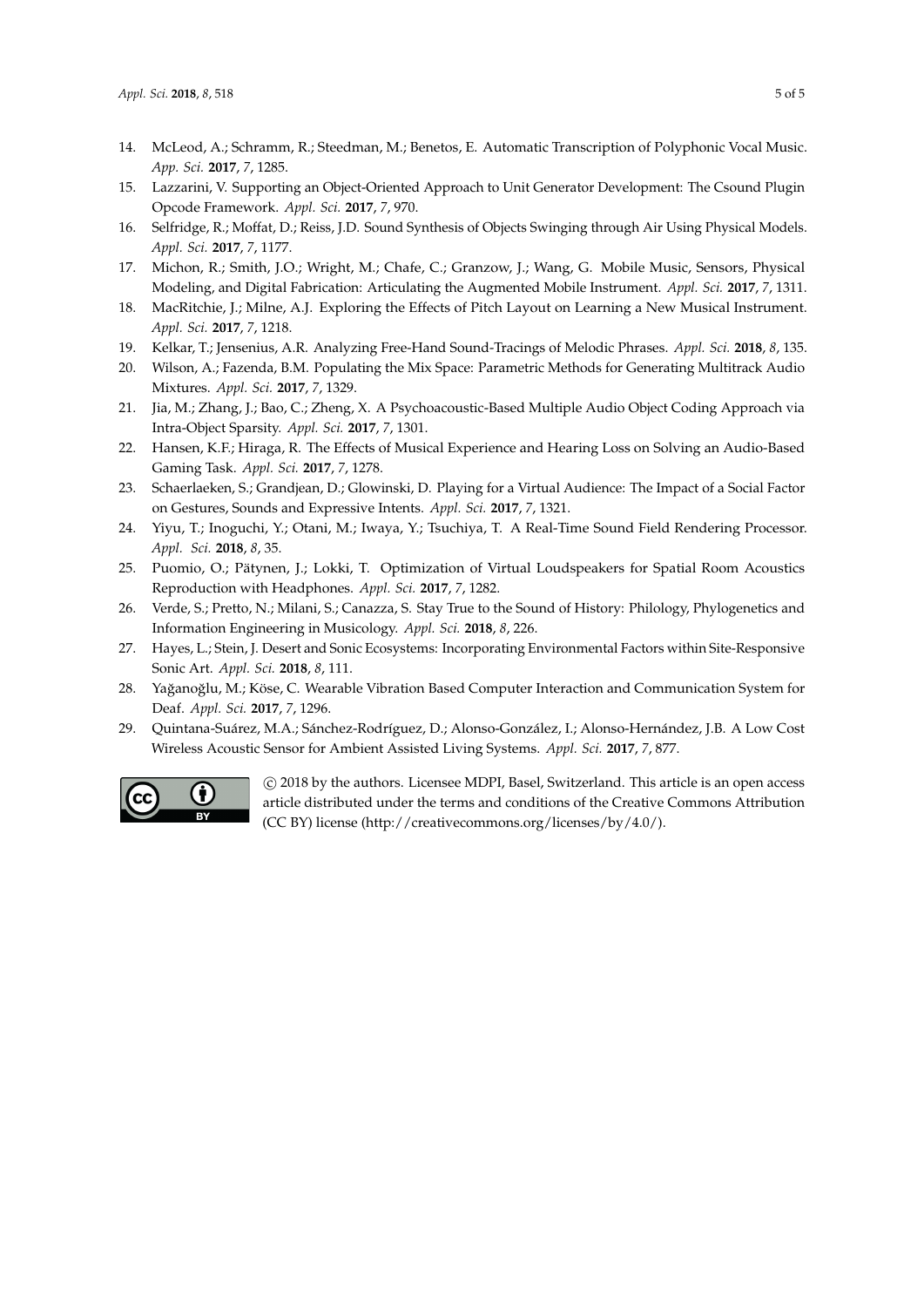14. McLeod, A.; Schramm, R.; Steedman, M.; Benetos, E. Automatic Transcription of Polyphonic Vocal Music. *App. Sci.* **2017**, *7*, 1285.
15. Lazzarini, V. Supporting an Object-Oriented Approach to Unit Generator Development: The Csound Plugin Opcode Framework. *Appl. Sci.* **2017**, *7*, 970.
16. Selfridge, R.; Moffat, D.; Reiss, J.D. Sound Synthesis of Objects Swinging through Air Using Physical Models. *Appl. Sci.* **2017**, *7*, 1177.
17. Michon, R.; Smith, J.O.; Wright, M.; Chafe, C.; Granzow, J.; Wang, G. Mobile Music, Sensors, Physical Modeling, and Digital Fabrication: Articulating the Augmented Mobile Instrument. *Appl. Sci.* **2017**, *7*, 1311.
18. MacRitchie, J.; Milne, A.J. Exploring the Effects of Pitch Layout on Learning a New Musical Instrument. *Appl. Sci.* **2017**, *7*, 1218.
19. Kelkar, T.; Jensenius, A.R. Analyzing Free-Hand Sound-Tracings of Melodic Phrases. *Appl. Sci.* **2018**, *8*, 135.
20. Wilson, A.; Fazenda, B.M. Populating the Mix Space: Parametric Methods for Generating Multitrack Audio Mixtures. *Appl. Sci.* **2017**, *7*, 1329.
21. Jia, M.; Zhang, J.; Bao, C.; Zheng, X. A Psychoacoustic-Based Multiple Audio Object Coding Approach via Intra-Object Sparsity. *Appl. Sci.* **2017**, *7*, 1301.
22. Hansen, K.F.; Hiraga, R. The Effects of Musical Experience and Hearing Loss on Solving an Audio-Based Gaming Task. *Appl. Sci.* **2017**, *7*, 1278.
23. Schaerlaeken, S.; Grandjean, D.; Glowinski, D. Playing for a Virtual Audience: The Impact of a Social Factor on Gestures, Sounds and Expressive Intents. *Appl. Sci.* **2017**, *7*, 1321.
24. Yiyu, T.; Inoguchi, Y.; Otani, M.; Iwaya, Y.; Tsuchiya, T. A Real-Time Sound Field Rendering Processor. *Appl. Sci.* **2018**, *8*, 35.
25. Puomio, O.; Pätynen, J.; Lokki, T. Optimization of Virtual Loudspeakers for Spatial Room Acoustics Reproduction with Headphones. *Appl. Sci.* **2017**, *7*, 1282.
26. Verde, S.; Pretto, N.; Milani, S.; Canazza, S. Stay True to the Sound of History: Philology, Phylogenetics and Information Engineering in Musicology. *Appl. Sci.* **2018**, *8*, 226.
27. Hayes, L.; Stein, J. Desert and Sonic Ecosystems: Incorporating Environmental Factors within Site-Responsive Sonic Art. *Appl. Sci.* **2018**, *8*, 111.
28. Yağanoğlu, M.; Köse, C. Wearable Vibration Based Computer Interaction and Communication System for Deaf. *Appl. Sci.* **2017**, *7*, 1296.
29. Quintana-Suárez, M.A.; Sánchez-Rodríguez, D.; Alonso-González, I.; Alonso-Hernández, J.B. A Low Cost Wireless Acoustic Sensor for Ambient Assisted Living Systems. *Appl. Sci.* **2017**, *7*, 877.

© 2018 by the authors. Licensee MDPI, Basel, Switzerland. This article is an open access article distributed under the terms and conditions of the Creative Commons Attribution (CC BY) license (http://creativecommons.org/licenses/by/4.0/).